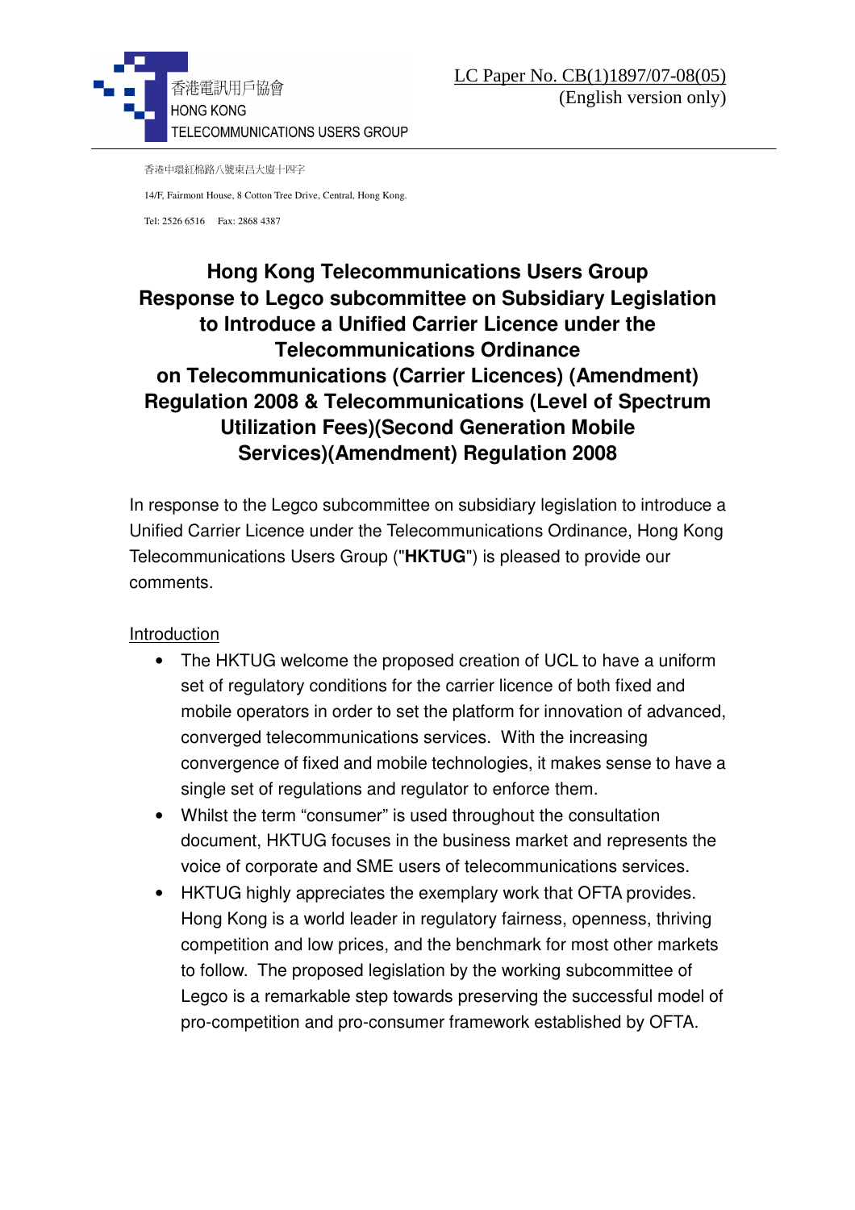香港電訊用戶協會
HONG KONG
TELECOMMUNICATIONS USERS GROUP

LC Paper No. CB(1)1897/07-08(05)
(English version only)

香港中環紅棉路八號東昌大廈十四字

14/F, Fairmont House, 8 Cotton Tree Drive, Central, Hong Kong.

Tel: 2526 6516 Fax: 2868 4387

# Hong Kong Telecommunications Users Group Response to Legco subcommittee on Subsidiary Legislation to Introduce a Unified Carrier Licence under the Telecommunications Ordinance on Telecommunications (Carrier Licences) (Amendment) Regulation 2008 & Telecommunications (Level of Spectrum Utilization Fees)(Second Generation Mobile Services)(Amendment) Regulation 2008

In response to the Legco subcommittee on subsidiary legislation to introduce a Unified Carrier Licence under the Telecommunications Ordinance, Hong Kong Telecommunications Users Group ("**HKTUG**") is pleased to provide our comments.

## Introduction

- The HKTUG welcome the proposed creation of UCL to have a uniform set of regulatory conditions for the carrier licence of both fixed and mobile operators in order to set the platform for innovation of advanced, converged telecommunications services. With the increasing convergence of fixed and mobile technologies, it makes sense to have a single set of regulations and regulator to enforce them.
- Whilst the term "consumer" is used throughout the consultation document, HKTUG focuses in the business market and represents the voice of corporate and SME users of telecommunications services.
- HKTUG highly appreciates the exemplary work that OFTA provides. Hong Kong is a world leader in regulatory fairness, openness, thriving competition and low prices, and the benchmark for most other markets to follow. The proposed legislation by the working subcommittee of Legco is a remarkable step towards preserving the successful model of pro-competition and pro-consumer framework established by OFTA.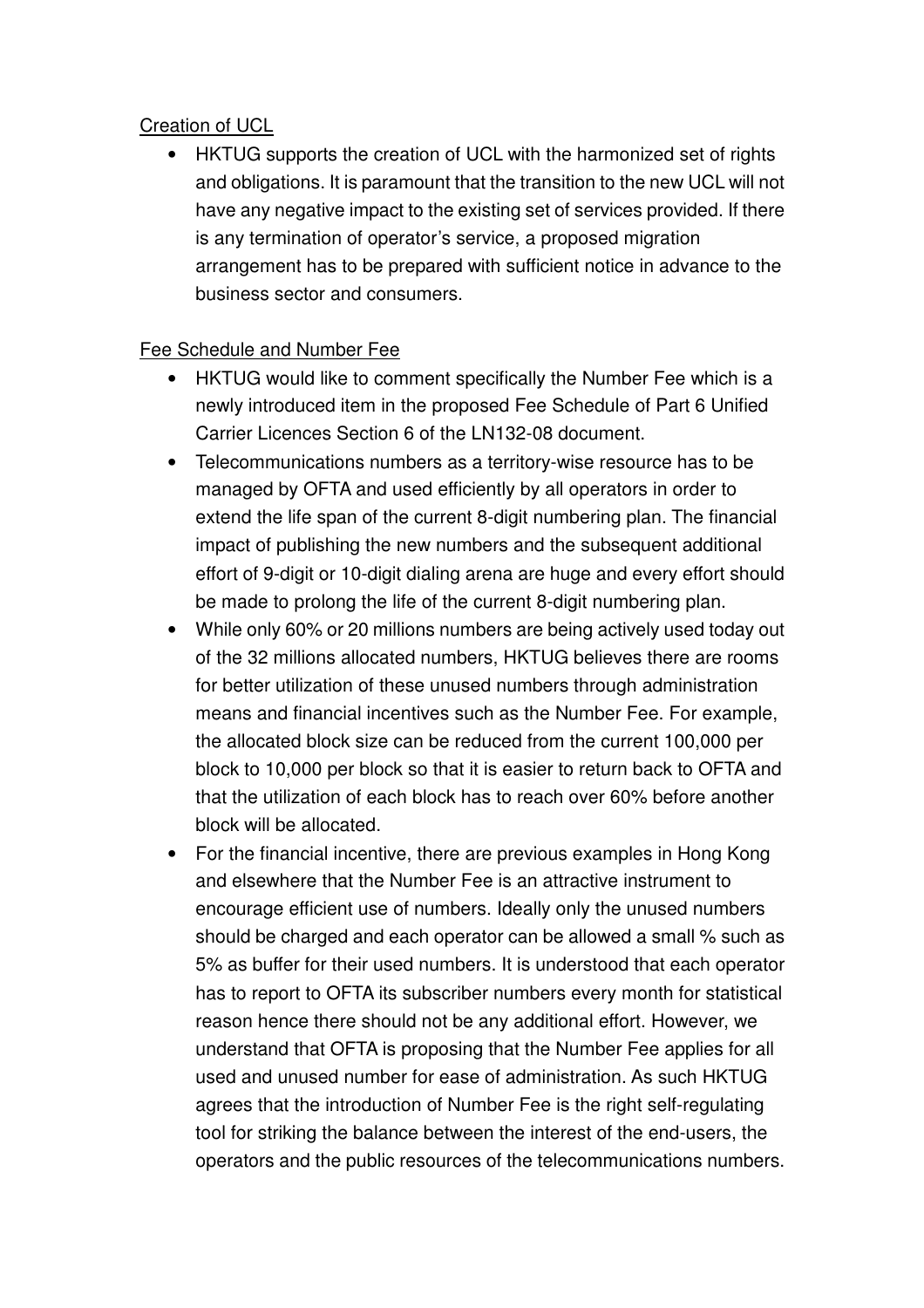Creation of UCL

- HKTUG supports the creation of UCL with the harmonized set of rights and obligations. It is paramount that the transition to the new UCL will not have any negative impact to the existing set of services provided. If there is any termination of operator's service, a proposed migration arrangement has to be prepared with sufficient notice in advance to the business sector and consumers.

Fee Schedule and Number Fee

- HKTUG would like to comment specifically the Number Fee which is a newly introduced item in the proposed Fee Schedule of Part 6 Unified Carrier Licences Section 6 of the LN132-08 document.
- Telecommunications numbers as a territory-wise resource has to be managed by OFTA and used efficiently by all operators in order to extend the life span of the current 8-digit numbering plan. The financial impact of publishing the new numbers and the subsequent additional effort of 9-digit or 10-digit dialing arena are huge and every effort should be made to prolong the life of the current 8-digit numbering plan.
- While only 60% or 20 millions numbers are being actively used today out of the 32 millions allocated numbers, HKTUG believes there are rooms for better utilization of these unused numbers through administration means and financial incentives such as the Number Fee. For example, the allocated block size can be reduced from the current 100,000 per block to 10,000 per block so that it is easier to return back to OFTA and that the utilization of each block has to reach over 60% before another block will be allocated.
- For the financial incentive, there are previous examples in Hong Kong and elsewhere that the Number Fee is an attractive instrument to encourage efficient use of numbers. Ideally only the unused numbers should be charged and each operator can be allowed a small % such as 5% as buffer for their used numbers. It is understood that each operator has to report to OFTA its subscriber numbers every month for statistical reason hence there should not be any additional effort. However, we understand that OFTA is proposing that the Number Fee applies for all used and unused number for ease of administration. As such HKTUG agrees that the introduction of Number Fee is the right self-regulating tool for striking the balance between the interest of the end-users, the operators and the public resources of the telecommunications numbers.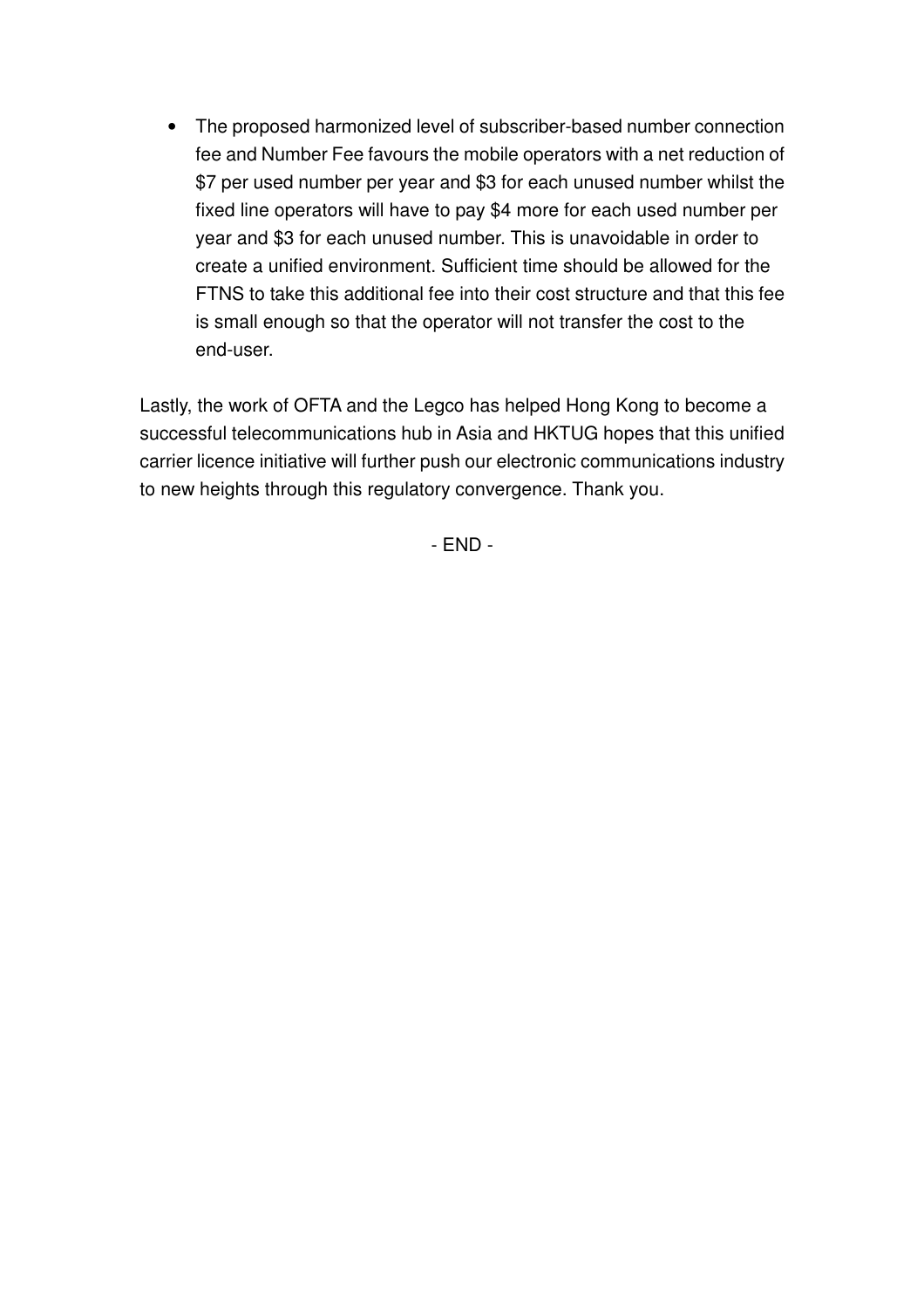- The proposed harmonized level of subscriber-based number connection fee and Number Fee favours the mobile operators with a net reduction of $7 per used number per year and $3 for each unused number whilst the fixed line operators will have to pay $4 more for each used number per year and $3 for each unused number. This is unavoidable in order to create a unified environment. Sufficient time should be allowed for the FTNS to take this additional fee into their cost structure and that this fee is small enough so that the operator will not transfer the cost to the end-user.

Lastly, the work of OFTA and the Legco has helped Hong Kong to become a successful telecommunications hub in Asia and HKTUG hopes that this unified carrier licence initiative will further push our electronic communications industry to new heights through this regulatory convergence. Thank you.

- END -